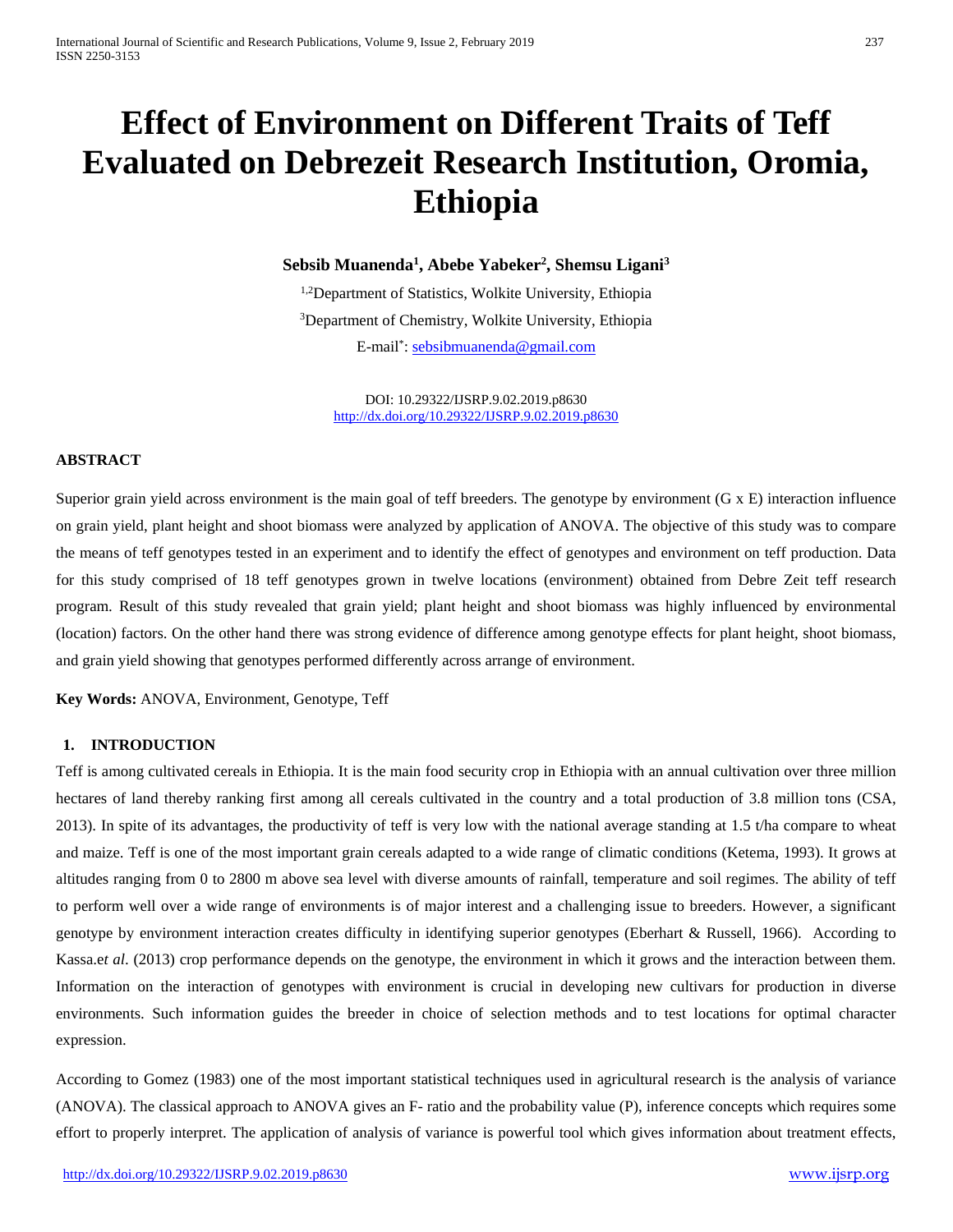# Effect of Environment on Different Traits of Teff Evaluated on Debrezeit Research Institution, Oromia, Ethiopia

**Sebsib Muanenda[1], Abebe Yabeker[2], Shemsu Ligani[3]**

[1,2]Department of Statistics, Wolkite University, Ethiopia

[3]Department of Chemistry, Wolkite University, Ethiopia

E-mail[*]: sebsibmuanenda@gmail.com

DOI: 10.29322/IJSRP.9.02.2019.p8630
http://dx.doi.org/10.29322/IJSRP.9.02.2019.p8630

## ABSTRACT

Superior grain yield across environment is the main goal of teff breeders. The genotype by environment (G x E) interaction influence on grain yield, plant height and shoot biomass were analyzed by application of ANOVA. The objective of this study was to compare the means of teff genotypes tested in an experiment and to identify the effect of genotypes and environment on teff production. Data for this study comprised of 18 teff genotypes grown in twelve locations (environment) obtained from Debre Zeit teff research program. Result of this study revealed that grain yield; plant height and shoot biomass was highly influenced by environmental (location) factors. On the other hand there was strong evidence of difference among genotype effects for plant height, shoot biomass, and grain yield showing that genotypes performed differently across arrange of environment.

**Key Words:** ANOVA, Environment, Genotype, Teff

## 1. INTRODUCTION

Teff is among cultivated cereals in Ethiopia. It is the main food security crop in Ethiopia with an annual cultivation over three million hectares of land thereby ranking first among all cereals cultivated in the country and a total production of 3.8 million tons (CSA, 2013). In spite of its advantages, the productivity of teff is very low with the national average standing at 1.5 t/ha compare to wheat and maize. Teff is one of the most important grain cereals adapted to a wide range of climatic conditions (Ketema, 1993). It grows at altitudes ranging from 0 to 2800 m above sea level with diverse amounts of rainfall, temperature and soil regimes. The ability of teff to perform well over a wide range of environments is of major interest and a challenging issue to breeders. However, a significant genotype by environment interaction creates difficulty in identifying superior genotypes (Eberhart & Russell, 1966). According to Kassa.e*t al*. (2013) crop performance depends on the genotype, the environment in which it grows and the interaction between them. Information on the interaction of genotypes with environment is crucial in developing new cultivars for production in diverse environments. Such information guides the breeder in choice of selection methods and to test locations for optimal character expression.

According to Gomez (1983) one of the most important statistical techniques used in agricultural research is the analysis of variance (ANOVA). The classical approach to ANOVA gives an F- ratio and the probability value (P), inference concepts which requires some effort to properly interpret. The application of analysis of variance is powerful tool which gives information about treatment effects,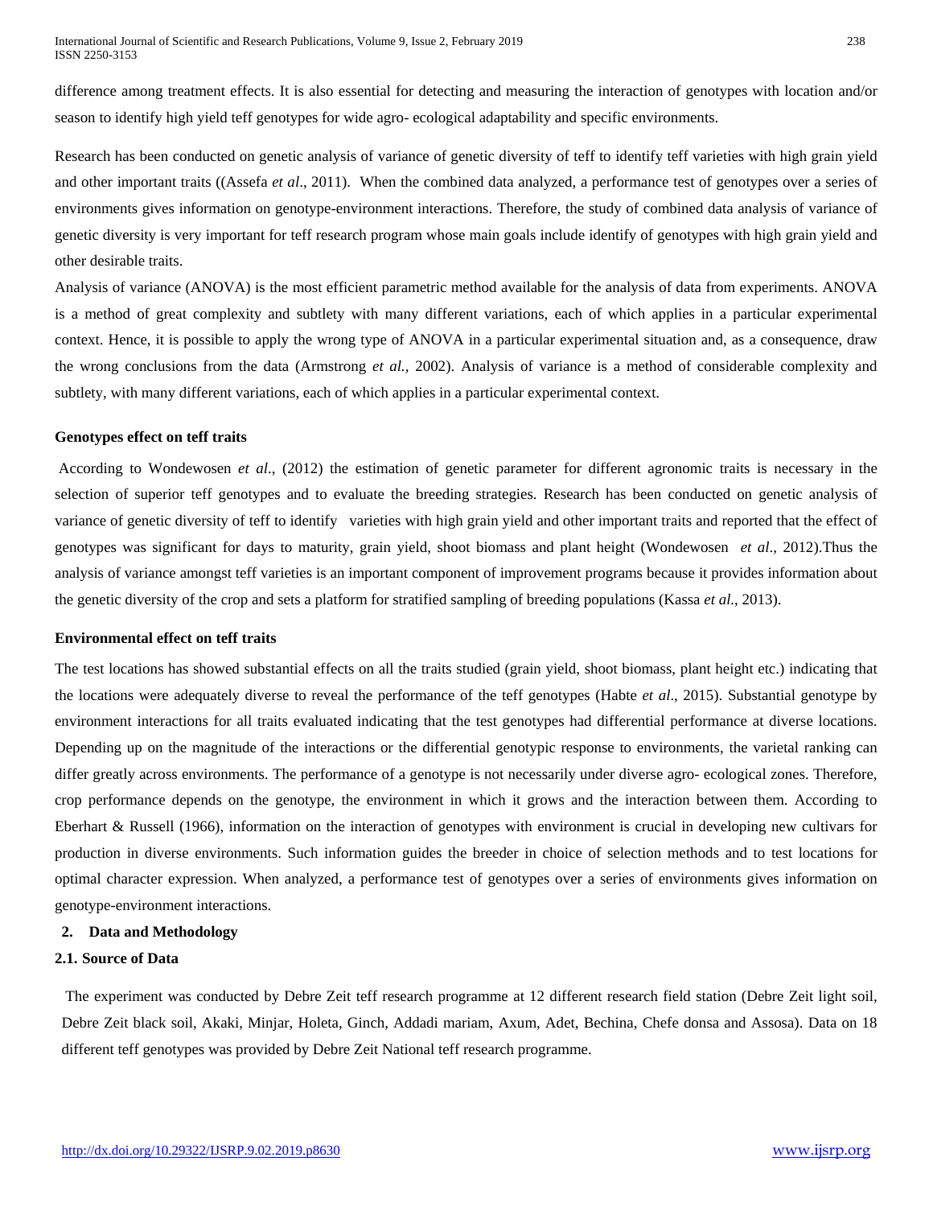difference among treatment effects. It is also essential for detecting and measuring the interaction of genotypes with location and/or season to identify high yield teff genotypes for wide agro- ecological adaptability and specific environments.

Research has been conducted on genetic analysis of variance of genetic diversity of teff to identify teff varieties with high grain yield and other important traits ((Assefa *et al*., 2011). When the combined data analyzed, a performance test of genotypes over a series of environments gives information on genotype-environment interactions. Therefore, the study of combined data analysis of variance of genetic diversity is very important for teff research program whose main goals include identify of genotypes with high grain yield and other desirable traits.

Analysis of variance (ANOVA) is the most efficient parametric method available for the analysis of data from experiments. ANOVA is a method of great complexity and subtlety with many different variations, each of which applies in a particular experimental context. Hence, it is possible to apply the wrong type of ANOVA in a particular experimental situation and, as a consequence, draw the wrong conclusions from the data (Armstrong *et al.,* 2002). Analysis of variance is a method of considerable complexity and subtlety, with many different variations, each of which applies in a particular experimental context.

**Genotypes effect on teff traits**

According to Wondewosen *et al*., (2012) the estimation of genetic parameter for different agronomic traits is necessary in the selection of superior teff genotypes and to evaluate the breeding strategies. Research has been conducted on genetic analysis of variance of genetic diversity of teff to identify varieties with high grain yield and other important traits and reported that the effect of genotypes was significant for days to maturity, grain yield, shoot biomass and plant height (Wondewosen *et al*., 2012).Thus the analysis of variance amongst teff varieties is an important component of improvement programs because it provides information about the genetic diversity of the crop and sets a platform for stratified sampling of breeding populations (Kassa *et al.*, 2013).

**Environmental effect on teff traits**

The test locations has showed substantial effects on all the traits studied (grain yield, shoot biomass, plant height etc.) indicating that the locations were adequately diverse to reveal the performance of the teff genotypes (Habte *et al*., 2015). Substantial genotype by environment interactions for all traits evaluated indicating that the test genotypes had differential performance at diverse locations. Depending up on the magnitude of the interactions or the differential genotypic response to environments, the varietal ranking can differ greatly across environments. The performance of a genotype is not necessarily under diverse agro- ecological zones. Therefore, crop performance depends on the genotype, the environment in which it grows and the interaction between them. According to Eberhart & Russell (1966), information on the interaction of genotypes with environment is crucial in developing new cultivars for production in diverse environments. Such information guides the breeder in choice of selection methods and to test locations for optimal character expression. When analyzed, a performance test of genotypes over a series of environments gives information on genotype-environment interactions.

## 2. Data and Methodology

### 2.1. Source of Data

The experiment was conducted by Debre Zeit teff research programme at 12 different research field station (Debre Zeit light soil, Debre Zeit black soil, Akaki, Minjar, Holeta, Ginch, Addadi mariam, Axum, Adet, Bechina, Chefe donsa and Assosa). Data on 18 different teff genotypes was provided by Debre Zeit National teff research programme.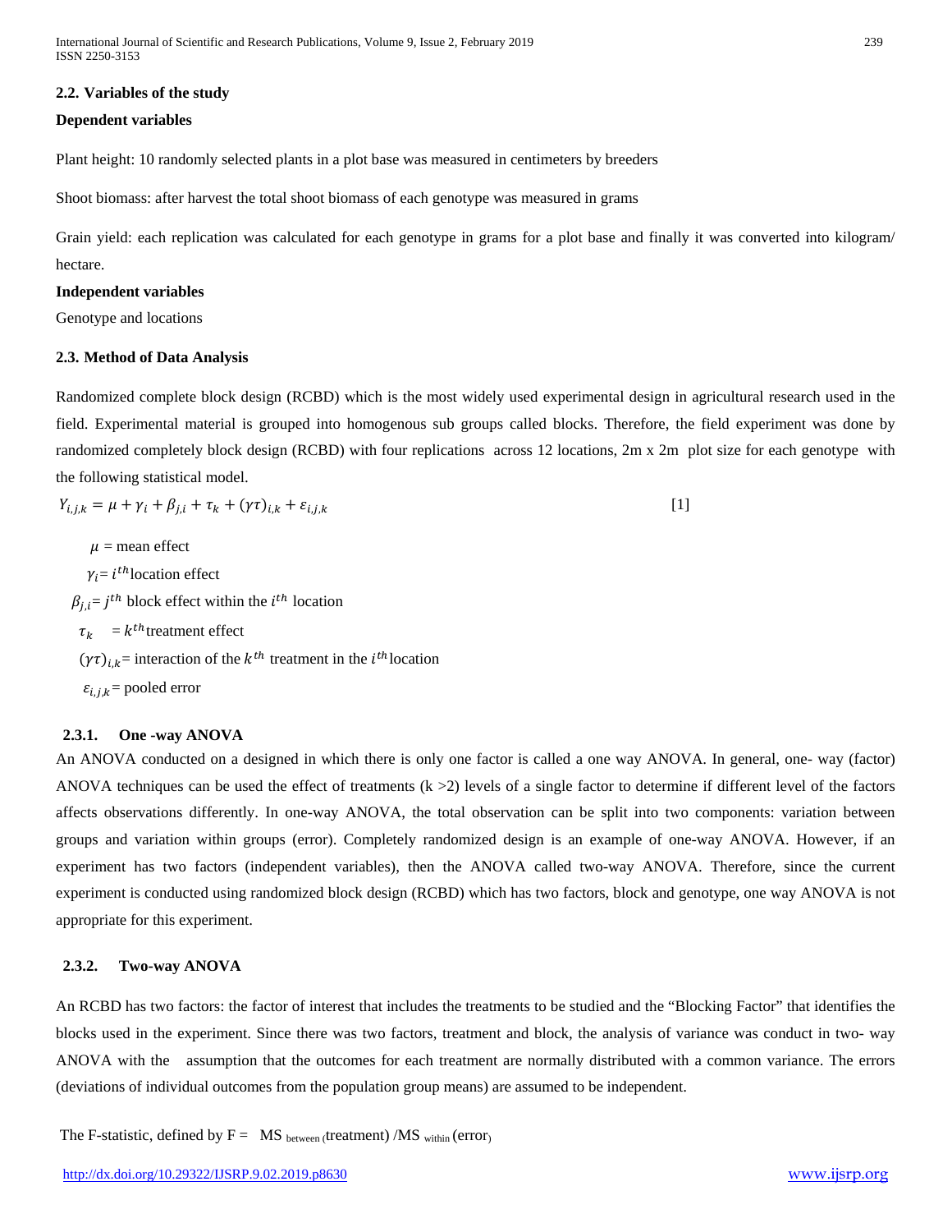### 2.2. Variables of the study

**Dependent variables**

Plant height: 10 randomly selected plants in a plot base was measured in centimeters by breeders

Shoot biomass: after harvest the total shoot biomass of each genotype was measured in grams

Grain yield: each replication was calculated for each genotype in grams for a plot base and finally it was converted into kilogram/ hectare.

**Independent variables**

Genotype and locations

### 2.3. Method of Data Analysis

Randomized complete block design (RCBD) which is the most widely used experimental design in agricultural research used in the field. Experimental material is grouped into homogenous sub groups called blocks. Therefore, the field experiment was done by randomized completely block design (RCBD) with four replications across 12 locations, 2m x 2m plot size for each genotype with the following statistical model.

$$Y_{i,j,k} = \mu + \gamma_i + \beta_{j,i} + \tau_k + (\gamma\tau)_{i,k} + \varepsilon_{i,j,k} \qquad [1]$$

$\mu$ = mean effect

$\gamma_i$= $i^{th}$ location effect

$\beta_{j,i}$= $j^{th}$ block effect within the $i^{th}$ location

$\tau_k$ = $k^{th}$ treatment effect

$(\gamma\tau)_{i,k}$= interaction of the $k^{th}$ treatment in the $i^{th}$ location

$\varepsilon_{i,j,k}$= pooled error

#### 2.3.1. One -way ANOVA

An ANOVA conducted on a designed in which there is only one factor is called a one way ANOVA. In general, one- way (factor) ANOVA techniques can be used the effect of treatments (k >2) levels of a single factor to determine if different level of the factors affects observations differently. In one-way ANOVA, the total observation can be split into two components: variation between groups and variation within groups (error). Completely randomized design is an example of one-way ANOVA. However, if an experiment has two factors (independent variables), then the ANOVA called two-way ANOVA. Therefore, since the current experiment is conducted using randomized block design (RCBD) which has two factors, block and genotype, one way ANOVA is not appropriate for this experiment.

#### 2.3.2. Two-way ANOVA

An RCBD has two factors: the factor of interest that includes the treatments to be studied and the "Blocking Factor" that identifies the blocks used in the experiment. Since there was two factors, treatment and block, the analysis of variance was conduct in two- way ANOVA with the assumption that the outcomes for each treatment are normally distributed with a common variance. The errors (deviations of individual outcomes from the population group means) are assumed to be independent.

The F-statistic, defined by F = $MS_{between}$ (treatment) /$MS_{within}$ (error)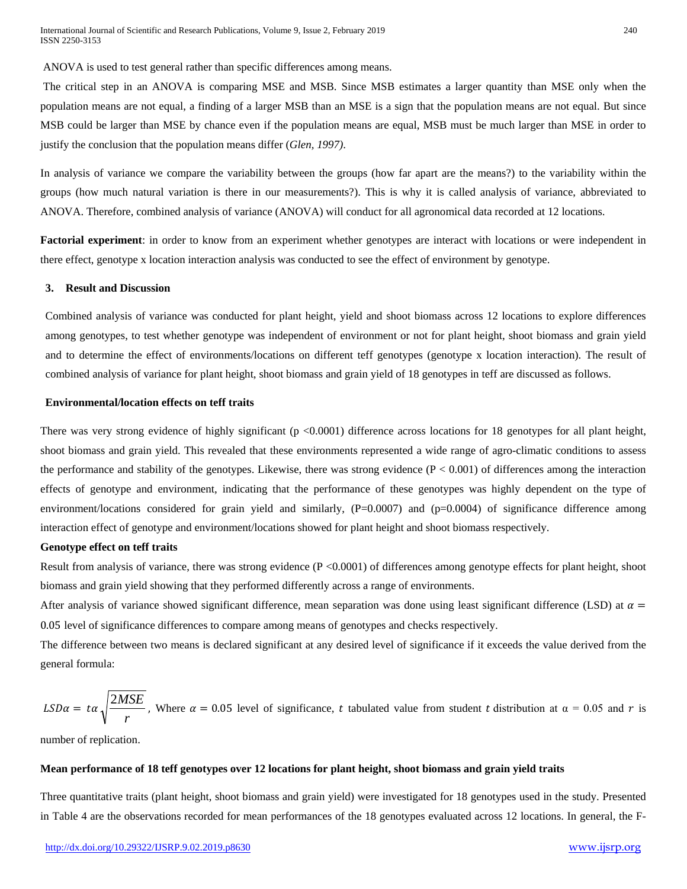ANOVA is used to test general rather than specific differences among means.

The critical step in an ANOVA is comparing MSE and MSB. Since MSB estimates a larger quantity than MSE only when the population means are not equal, a finding of a larger MSB than an MSE is a sign that the population means are not equal. But since MSB could be larger than MSE by chance even if the population means are equal, MSB must be much larger than MSE in order to justify the conclusion that the population means differ (*Glen, 1997)*.

In analysis of variance we compare the variability between the groups (how far apart are the means?) to the variability within the groups (how much natural variation is there in our measurements?). This is why it is called analysis of variance, abbreviated to ANOVA. Therefore, combined analysis of variance (ANOVA) will conduct for all agronomical data recorded at 12 locations.

**Factorial experiment**: in order to know from an experiment whether genotypes are interact with locations or were independent in there effect, genotype x location interaction analysis was conducted to see the effect of environment by genotype.

## 3. Result and Discussion

Combined analysis of variance was conducted for plant height, yield and shoot biomass across 12 locations to explore differences among genotypes, to test whether genotype was independent of environment or not for plant height, shoot biomass and grain yield and to determine the effect of environments/locations on different teff genotypes (genotype x location interaction). The result of combined analysis of variance for plant height, shoot biomass and grain yield of 18 genotypes in teff are discussed as follows.

### Environmental/location effects on teff traits

There was very strong evidence of highly significant ($p < 0.0001$) difference across locations for 18 genotypes for all plant height, shoot biomass and grain yield. This revealed that these environments represented a wide range of agro-climatic conditions to assess the performance and stability of the genotypes. Likewise, there was strong evidence ($P < 0.001$) of differences among the interaction effects of genotype and environment, indicating that the performance of these genotypes was highly dependent on the type of environment/locations considered for grain yield and similarly, ($P=0.0007$) and ($p=0.0004$) of significance difference among interaction effect of genotype and environment/locations showed for plant height and shoot biomass respectively.

### Genotype effect on teff traits

Result from analysis of variance, there was strong evidence ($P < 0.0001$) of differences among genotype effects for plant height, shoot biomass and grain yield showing that they performed differently across a range of environments.

After analysis of variance showed significant difference, mean separation was done using least significant difference (LSD) at $\alpha = 0.05$ level of significance differences to compare among means of genotypes and checks respectively.

The difference between two means is declared significant at any desired level of significance if it exceeds the value derived from the general formula:

$LSD\alpha = t\alpha\sqrt{\frac{2MSE}{r}}$, Where $\alpha = 0.05$ level of significance, $t$ tabulated value from student $t$ distribution at $\alpha = 0.05$ and $r$ is number of replication.

### Mean performance of 18 teff genotypes over 12 locations for plant height, shoot biomass and grain yield traits

Three quantitative traits (plant height, shoot biomass and grain yield) were investigated for 18 genotypes used in the study. Presented in Table 4 are the observations recorded for mean performances of the 18 genotypes evaluated across 12 locations. In general, the F-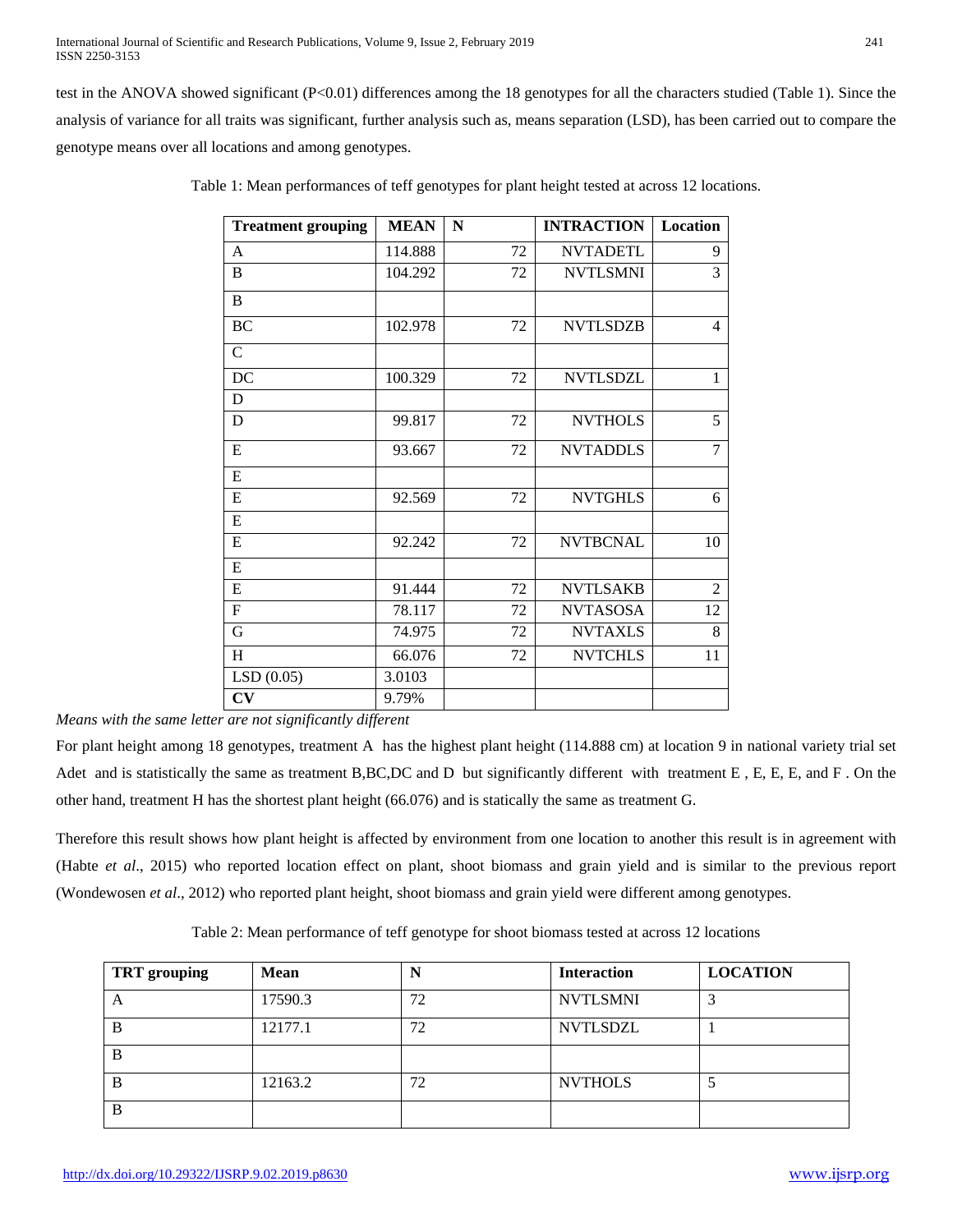test in the ANOVA showed significant ($P<0.01$) differences among the 18 genotypes for all the characters studied (Table 1). Since the analysis of variance for all traits was significant, further analysis such as, means separation (LSD), has been carried out to compare the genotype means over all locations and among genotypes.

Table 1: Mean performances of teff genotypes for plant height tested at across 12 locations.

| Treatment grouping | MEAN | N | INTRACTION | Location |
|---|---|---|---|---|
| A | 114.888 | 72 | NVTADETL | 9 |
| B | 104.292 | 72 | NVTLSMNI | 3 |
| B | | | | |
| BC | 102.978 | 72 | NVTLSDZB | 4 |
| C | | | | |
| DC | 100.329 | 72 | NVTLSDZL | 1 |
| D | | | | |
| D | 99.817 | 72 | NVTHOLS | 5 |
| E | 93.667 | 72 | NVTADDLS | 7 |
| E | | | | |
| E | 92.569 | 72 | NVTGHLS | 6 |
| E | | | | |
| E | 92.242 | 72 | NVTBCNAL | 10 |
| E | | | | |
| E | 91.444 | 72 | NVTLSAKB | 2 |
| F | 78.117 | 72 | NVTASOSA | 12 |
| G | 74.975 | 72 | NVTAXLS | 8 |
| H | 66.076 | 72 | NVTCHLS | 11 |
| LSD (0.05) | 3.0103 | | | |
| **CV** | 9.79% | | | |

*Means with the same letter are not significantly different*

For plant height among 18 genotypes, treatment A has the highest plant height (114.888 cm) at location 9 in national variety trial set Adet and is statistically the same as treatment B,BC,DC and D but significantly different with treatment E , E, E, E, and F . On the other hand, treatment H has the shortest plant height (66.076) and is statically the same as treatment G.

Therefore this result shows how plant height is affected by environment from one location to another this result is in agreement with (Habte *et al*., 2015) who reported location effect on plant, shoot biomass and grain yield and is similar to the previous report (Wondewosen *et al*., 2012) who reported plant height, shoot biomass and grain yield were different among genotypes.

Table 2: Mean performance of teff genotype for shoot biomass tested at across 12 locations

| TRT grouping | Mean | N | Interaction | LOCATION |
|---|---|---|---|---|
| A | 17590.3 | 72 | NVTLSMNI | 3 |
| B | 12177.1 | 72 | NVTLSDZL | 1 |
| B | | | | |
| B | 12163.2 | 72 | NVTHOLS | 5 |
| B | | | | |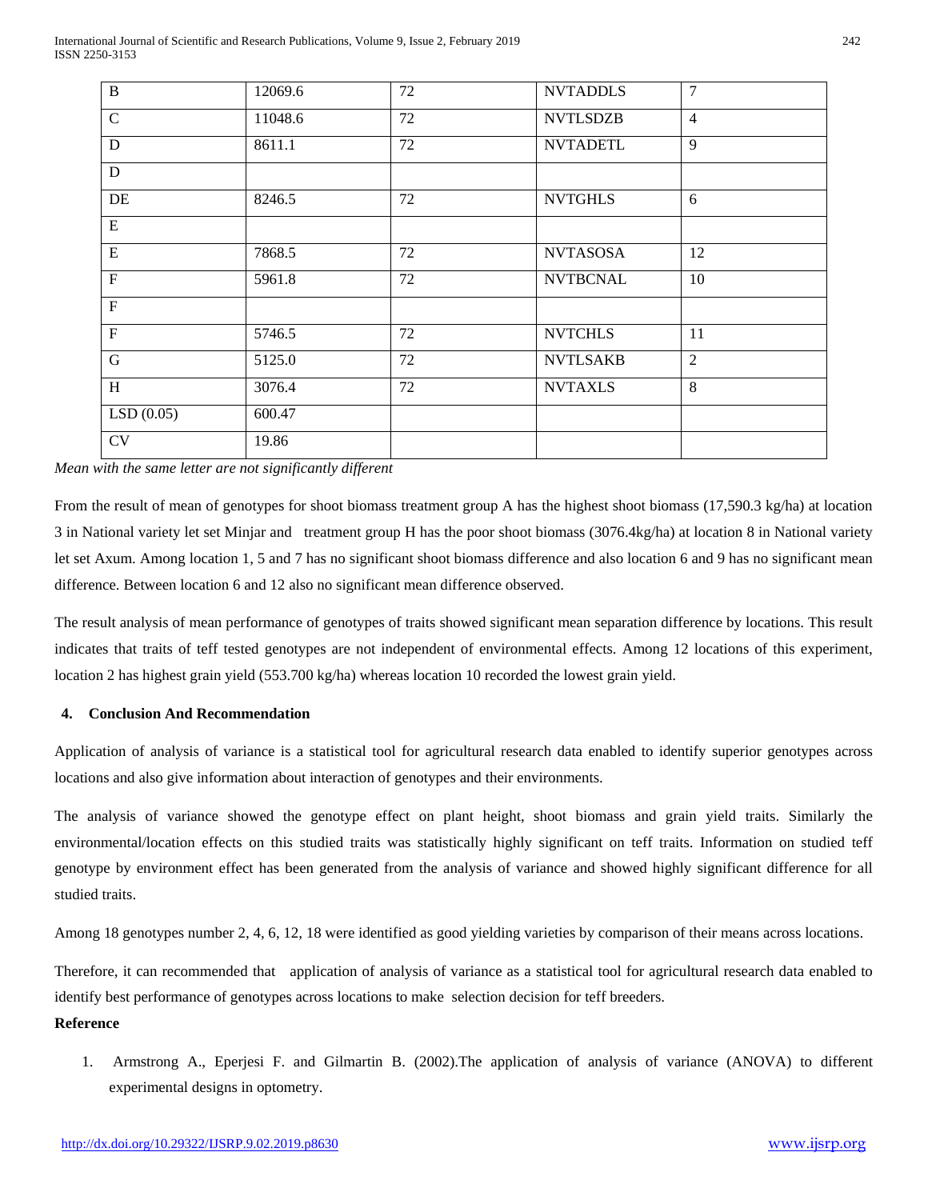| B | 12069.6 | 72 | NVTADDLS | 7 |
|---|---|---|---|---|
| C | 11048.6 | 72 | NVTLSDZB | 4 |
| D | 8611.1 | 72 | NVTADETL | 9 |
| D | | | | |
| DE | 8246.5 | 72 | NVTGHLS | 6 |
| E | | | | |
| E | 7868.5 | 72 | NVTASOSA | 12 |
| F | 5961.8 | 72 | NVTBCNAL | 10 |
| F | | | | |
| F | 5746.5 | 72 | NVTCHLS | 11 |
| G | 5125.0 | 72 | NVTLSAKB | 2 |
| H | 3076.4 | 72 | NVTAXLS | 8 |
| LSD (0.05) | 600.47 | | | |
| CV | 19.86 | | | |

*Mean with the same letter are not significantly different*

From the result of mean of genotypes for shoot biomass treatment group A has the highest shoot biomass (17,590.3 kg/ha) at location 3 in National variety let set Minjar and treatment group H has the poor shoot biomass (3076.4kg/ha) at location 8 in National variety let set Axum. Among location 1, 5 and 7 has no significant shoot biomass difference and also location 6 and 9 has no significant mean difference. Between location 6 and 12 also no significant mean difference observed.

The result analysis of mean performance of genotypes of traits showed significant mean separation difference by locations. This result indicates that traits of teff tested genotypes are not independent of environmental effects. Among 12 locations of this experiment, location 2 has highest grain yield (553.700 kg/ha) whereas location 10 recorded the lowest grain yield.

## 4. Conclusion And Recommendation

Application of analysis of variance is a statistical tool for agricultural research data enabled to identify superior genotypes across locations and also give information about interaction of genotypes and their environments.

The analysis of variance showed the genotype effect on plant height, shoot biomass and grain yield traits. Similarly the environmental/location effects on this studied traits was statistically highly significant on teff traits. Information on studied teff genotype by environment effect has been generated from the analysis of variance and showed highly significant difference for all studied traits.

Among 18 genotypes number 2, 4, 6, 12, 18 were identified as good yielding varieties by comparison of their means across locations.

Therefore, it can recommended that application of analysis of variance as a statistical tool for agricultural research data enabled to identify best performance of genotypes across locations to make selection decision for teff breeders.

## Reference

1. Armstrong A., Eperjesi F. and Gilmartin B. (2002).The application of analysis of variance (ANOVA) to different experimental designs in optometry.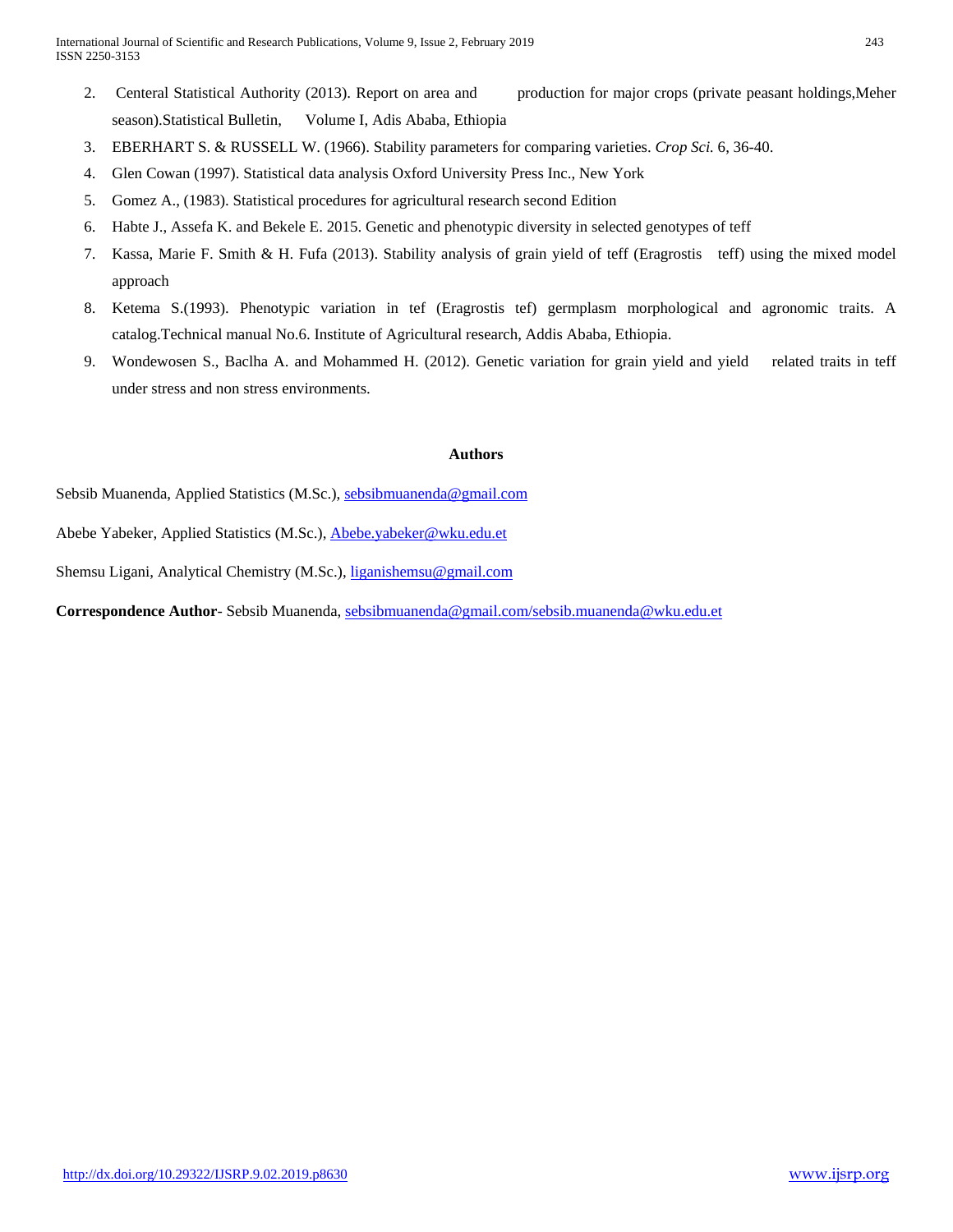2. Centeral Statistical Authority (2013). Report on area and production for major crops (private peasant holdings,Meher season).Statistical Bulletin, Volume I, Adis Ababa, Ethiopia
3. EBERHART S. & RUSSELL W. (1966). Stability parameters for comparing varieties. *Crop Sci.* 6, 36-40.
4. Glen Cowan (1997). Statistical data analysis Oxford University Press Inc., New York
5. Gomez A., (1983). Statistical procedures for agricultural research second Edition
6. Habte J., Assefa K. and Bekele E. 2015. Genetic and phenotypic diversity in selected genotypes of teff
7. Kassa, Marie F. Smith & H. Fufa (2013). Stability analysis of grain yield of teff (Eragrostis teff) using the mixed model approach
8. Ketema S.(1993). Phenotypic variation in tef (Eragrostis tef) germplasm morphological and agronomic traits. A catalog.Technical manual No.6. Institute of Agricultural research, Addis Ababa, Ethiopia.
9. Wondewosen S., Baclha A. and Mohammed H. (2012). Genetic variation for grain yield and yield related traits in teff under stress and non stress environments.

**Authors**

Sebsib Muanenda, Applied Statistics (M.Sc.), sebsibmuanenda@gmail.com

Abebe Yabeker, Applied Statistics (M.Sc.), Abebe.yabeker@wku.edu.et

Shemsu Ligani, Analytical Chemistry (M.Sc.), liganishemsu@gmail.com

**Correspondence Author**- Sebsib Muanenda, sebsibmuanenda@gmail.com/sebsib.muanenda@wku.edu.et